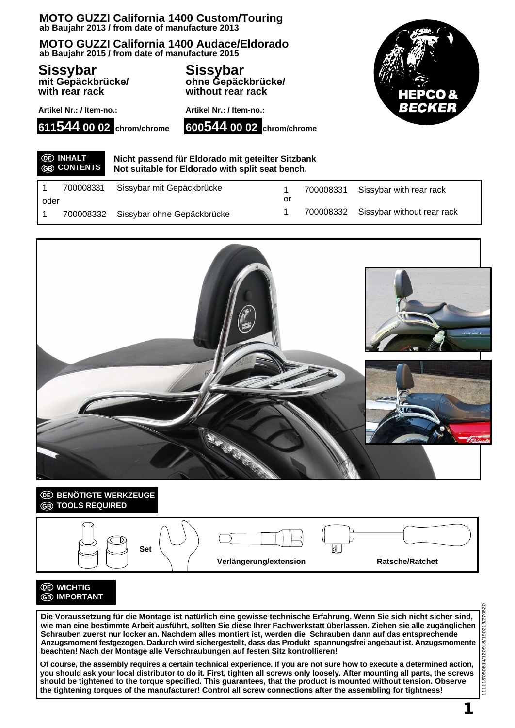# MOTO GUZZI California 1400 Custom/Touring

**ab Baujahr 2013 / from date of manufacture 2013**

# MOTO GUZZI California 1400 Audace/Eldorado

**ab Baujahr 2015 / from date of manufacture 2015**

## Sissybar

**mit Gepäckbrücke/ with rear rack**

**Artikel Nr.: / Item-no.:**

**611544 00 02 chrom/chrome**

## Sissybar

**ohne Gepäckbrücke/ without rear rack**

**Artikel Nr.: / Item-no.:**

**600544 00 02 chrom/chrome**

HEPCO & BECKER

### DE INHALT / GB CONTENTS

**Nicht passend für Eldorado mit geteilter Sitzbank**
**Not suitable for Eldorado with split seat bench.**

| | | | | | |
|---|---|---|---|---|---|
| 1 | 700008331 | Sissybar mit Gepäckbrücke | 1 | 700008331 | Sissybar with rear rack |
| oder | | | or | | |
| 1 | 700008332 | Sissybar ohne Gepäckbrücke | 1 | 700008332 | Sissybar without rear rack |

### DE BENÖTIGTE WERKZEUGE / GB TOOLS REQUIRED

Set

Verlängerung/extension

Ratsche/Ratchet

### DE WICHTIG / GB IMPORTANT

**Die Voraussetzung für die Montage ist natürlich eine gewisse technische Erfahrung. Wenn Sie sich nicht sicher sind, wie man eine bestimmte Arbeit ausführt, sollten Sie diese Ihrer Fachwerkstatt überlassen. Ziehen sie alle zugänglichen Schrauben zuerst nur locker an. Nachdem alles montiert ist, werden die Schrauben dann auf das entsprechende Anzugsmoment festgezogen. Dadurch wird sichergestellt, dass das Produkt spannungsfrei angebaut ist. Anzugsmomente beachten! Nach der Montage alle Verschraubungen auf festen Sitz kontrollieren!**

**Of course, the assembly requires a certain technical experience. If you are not sure how to execute a determined action, you should ask your local distributor to do it. First, tighten all screws only loosely. After mounting all parts, the screws should be tightened to the torque specified. This guarantees, that the product is mounted without tension. Observe the tightening torques of the manufacturer! Control all screw connections after the assembling for tightness!**

111113/050814/120918/190219/270820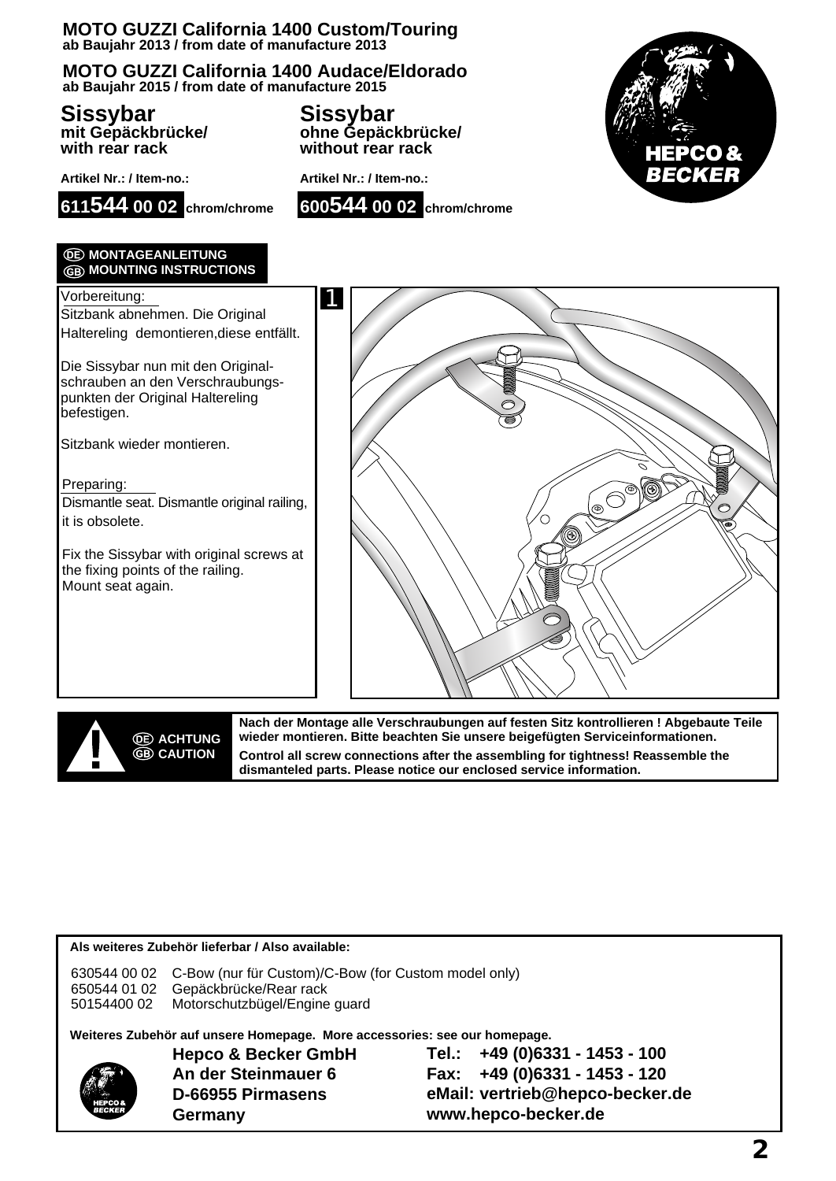# MOTO GUZZI California 1400 Custom/Touring
**ab Baujahr 2013 / from date of manufacture 2013**

# MOTO GUZZI California 1400 Audace/Eldorado
**ab Baujahr 2015 / from date of manufacture 2015**

## Sissybar
**mit Gepäckbrücke/ with rear rack**

**Artikel Nr.: / Item-no.:**

**611544 00 02** chrom/chrome

## Sissybar
**ohne Gepäckbrücke/ without rear rack**

**Artikel Nr.: / Item-no.:**

**600544 00 02** chrom/chrome

HEPCO & BECKER

**DE MONTAGEANLEITUNG**
**GB MOUNTING INSTRUCTIONS**

Vorbereitung:
Sitzbank abnehmen. Die Original Haltereling demontieren,diese entfällt.

Die Sissybar nun mit den Original-schrauben an den Verschraubungs-punkten der Original Haltereling befestigen.

Sitzbank wieder montieren.

Preparing:
Dismantle seat. Dismantle original railing, it is obsolete.

Fix the Sissybar with original screws at the fixing points of the railing.
Mount seat again.

1

**DE ACHTUNG**
**GB CAUTION**

**Nach der Montage alle Verschraubungen auf festen Sitz kontrollieren ! Abgebaute Teile wieder montieren. Bitte beachten Sie unsere beigefügten Serviceinformationen.**

**Control all screw connections after the assembling for tightness! Reassemble the dismanteled parts. Please notice our enclosed service information.**

**Als weiteres Zubehör lieferbar / Also available:**

630544 00 02 C-Bow (nur für Custom)/C-Bow (for Custom model only)
650544 01 02 Gepäckbrücke/Rear rack
50154400 02 Motorschutzbügel/Engine guard

**Weiteres Zubehör auf unsere Homepage. More accessories: see our homepage.**

**Hepco & Becker GmbH**
**An der Steinmauer 6**
**D-66955 Pirmasens**
**Germany**

**Tel.: +49 (0)6331 - 1453 - 100**
**Fax: +49 (0)6331 - 1453 - 120**
**eMail: vertrieb@hepco-becker.de**
**www.hepco-becker.de**